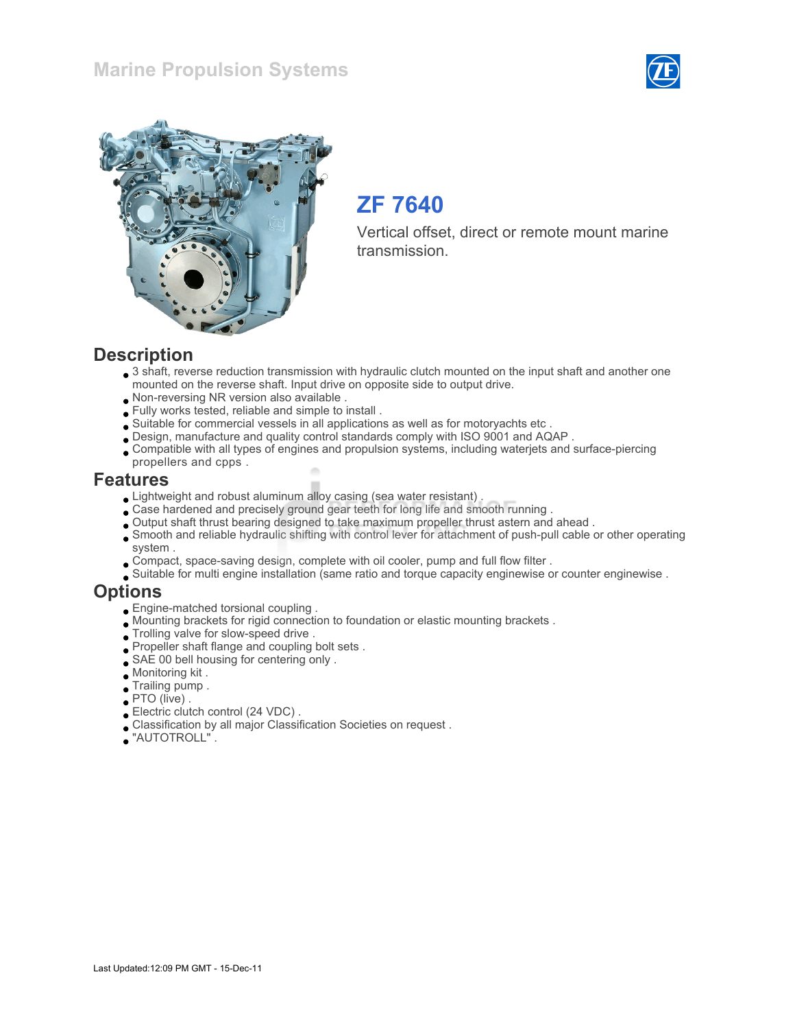Marine Propulsion Systems

# ZF 7640

Vertical offset, direct or remote mount marine transmission.

## Description

- 3 shaft, reverse reduction transmission with hydraulic clutch mounted on the input shaft and another one mounted on the reverse shaft. Input drive on opposite side to output drive.
- Non-reversing NR version also available .
- Fully works tested, reliable and simple to install .
- Suitable for commercial vessels in all applications as well as for motoryachts etc .
- Design, manufacture and quality control standards comply with ISO 9001 and AQAP .
- Compatible with all types of engines and propulsion systems, including waterjets and surface-piercing propellers and cpps .

## Features

- Lightweight and robust aluminum alloy casing (sea water resistant) .
- Case hardened and precisely ground gear teeth for long life and smooth running .
- Output shaft thrust bearing designed to take maximum propeller thrust astern and ahead .
- Smooth and reliable hydraulic shifting with control lever for attachment of push-pull cable or other operating system .
- Compact, space-saving design, complete with oil cooler, pump and full flow filter .
- Suitable for multi engine installation (same ratio and torque capacity enginewise or counter enginewise .

## Options

- Engine-matched torsional coupling .
- Mounting brackets for rigid connection to foundation or elastic mounting brackets .
- Trolling valve for slow-speed drive .
- Propeller shaft flange and coupling bolt sets .
- SAE 00 bell housing for centering only .
- Monitoring kit .
- Trailing pump .
- PTO (live) .
- Electric clutch control (24 VDC) .
- Classification by all major Classification Societies on request .
- "AUTOTROLL" .

Last Updated:12:09 PM GMT - 15-Dec-11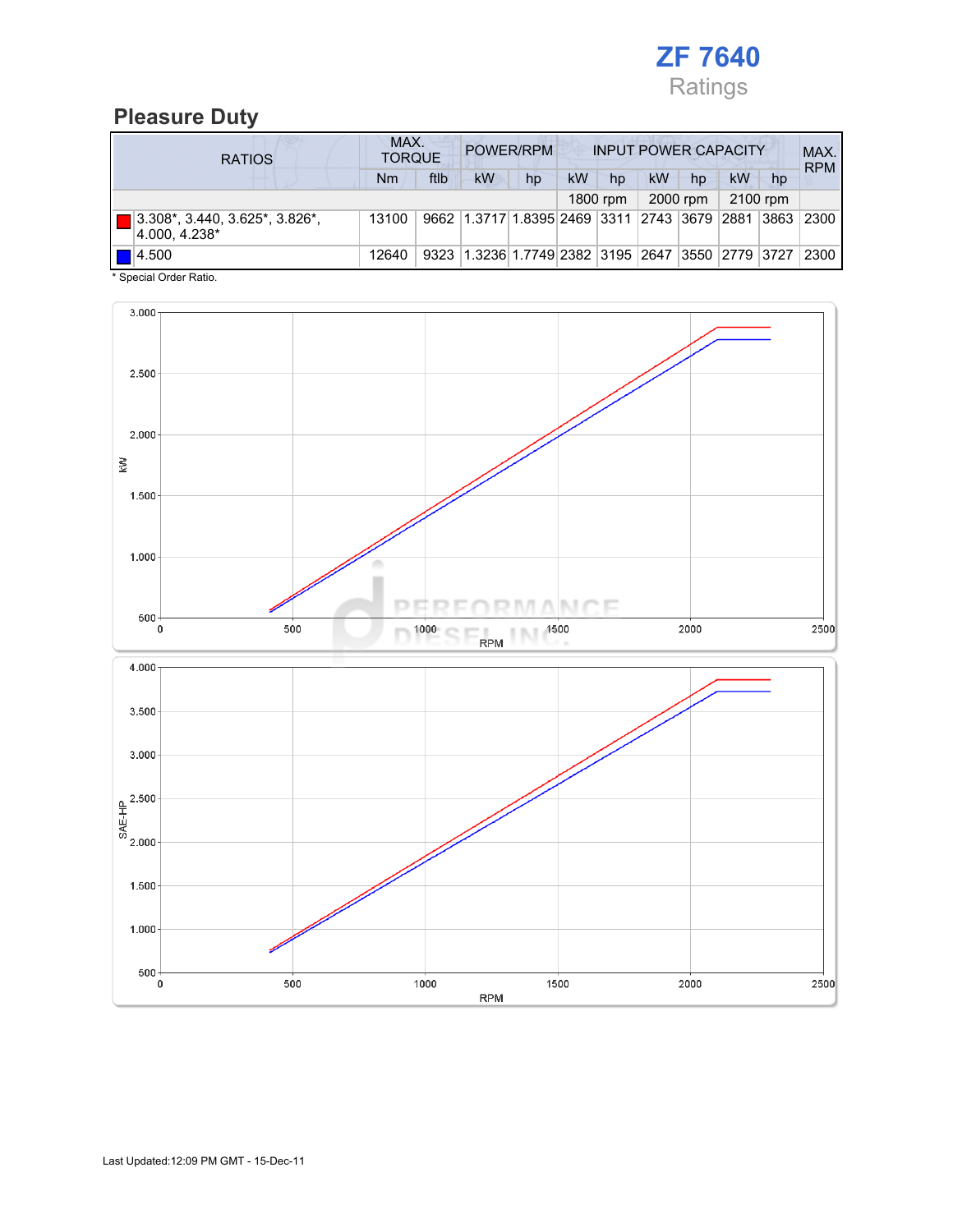# ZF 7640

Ratings

## Pleasure Duty

| RATIOS | MAX. TORQUE | | POWER/RPM | | INPUT POWER CAPACITY | | | | | | MAX. RPM |
|---|---|---|---|---|---|---|---|---|---|---|---|
| | Nm | ftlb | kW | hp | kW | hp | kW | hp | kW | hp | |
| | | | | | 1800 rpm | | 2000 rpm | | 2100 rpm | | |
| 3.308*, 3.440, 3.625*, 3.826*, 4.000, 4.238* | 13100 | 9662 | 1.3717 | 1.8395 | 2469 | 3311 | 2743 | 3679 | 2881 | 3863 | 2300 |
| 4.500 | 12640 | 9323 | 1.3236 | 1.7749 | 2382 | 3195 | 2647 | 3550 | 2779 | 3727 | 2300 |

* Special Order Ratio.

Last Updated:12:09 PM GMT - 15-Dec-11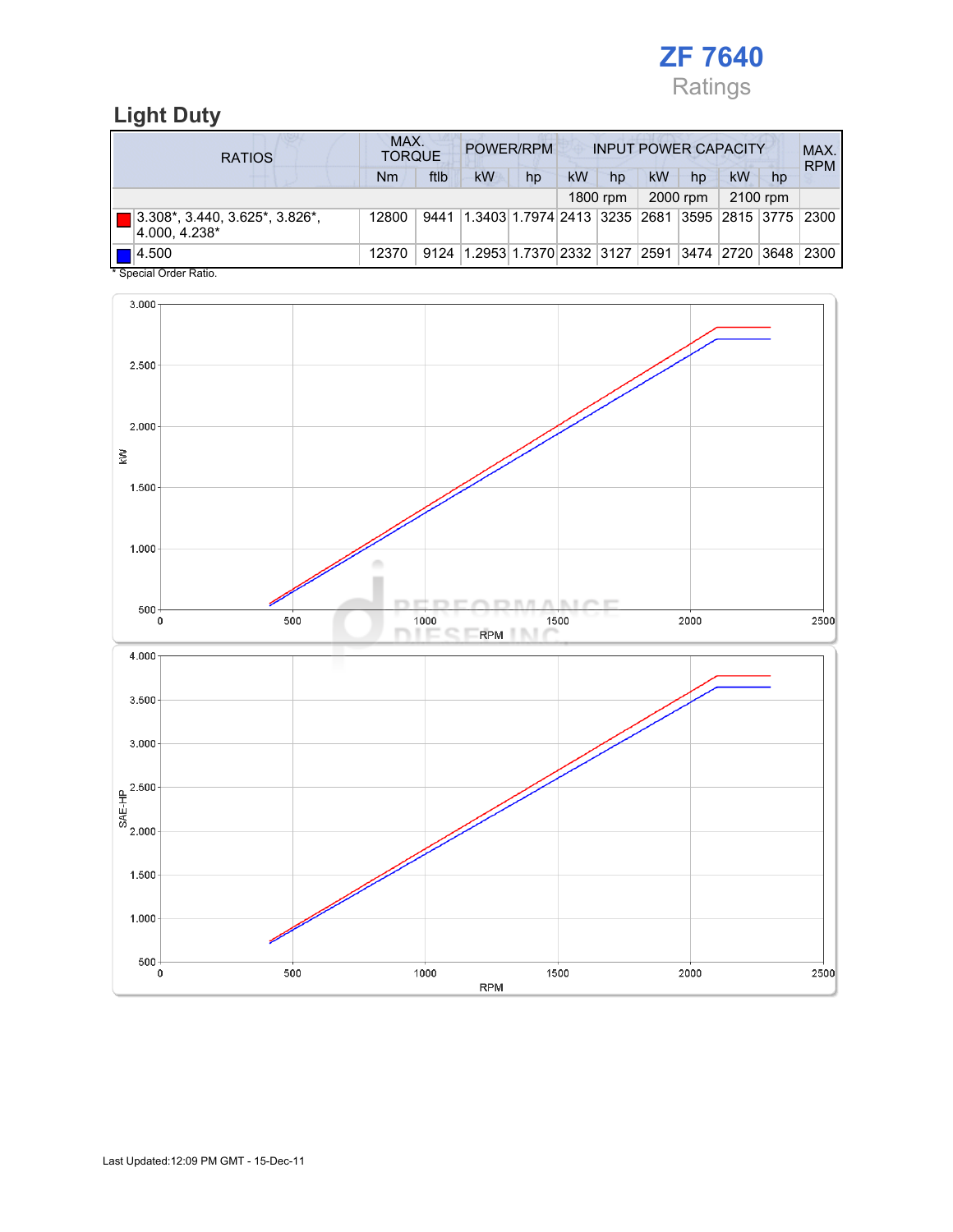# ZF 7640

Ratings

## Light Duty

| RATIOS | MAX. TORQUE | | POWER/RPM | | INPUT POWER CAPACITY | | | | | | MAX. RPM |
|---|---|---|---|---|---|---|---|---|---|---|---|
| | Nm | ftlb | kW | hp | kW | hp | kW | hp | kW | hp | |
| | | | | | 1800 rpm | | 2000 rpm | | 2100 rpm | | |
| 3.308*, 3.440, 3.625*, 3.826*, 4.000, 4.238* | 12800 | 9441 | 1.3403 | 1.7974 | 2413 | 3235 | 2681 | 3595 | 2815 | 3775 | 2300 |
| 4.500 | 12370 | 9124 | 1.2953 | 1.7370 | 2332 | 3127 | 2591 | 3474 | 2720 | 3648 | 2300 |

\* Special Order Ratio.

Last Updated:12:09 PM GMT - 15-Dec-11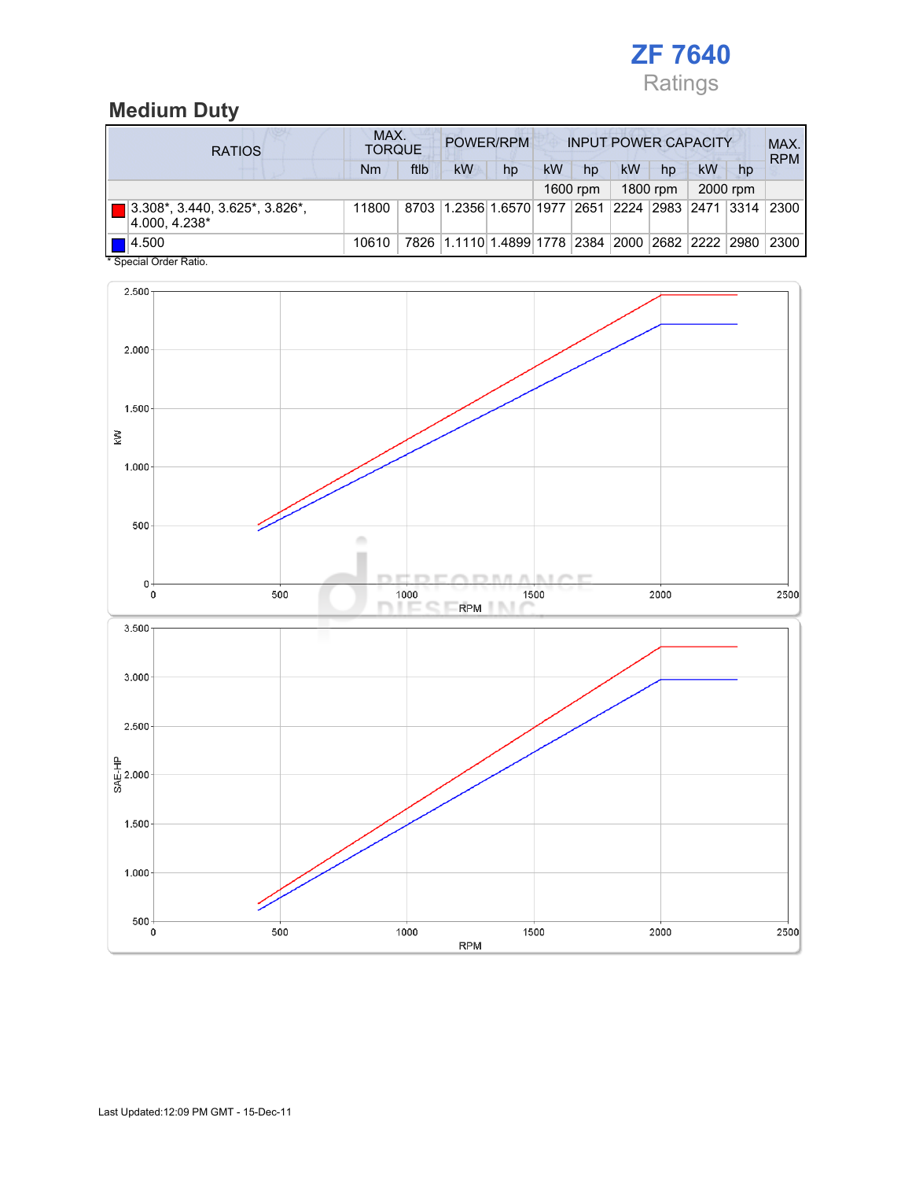# ZF 7640

Ratings

## Medium Duty

| RATIOS | MAX. TORQUE | | POWER/RPM | | INPUT POWER CAPACITY | | | | | | MAX. RPM |
|---|---|---|---|---|---|---|---|---|---|---|---|
| | Nm | ftlb | kW | hp | kW | hp | kW | hp | kW | hp | |
| | | | | | 1600 rpm | | 1800 rpm | | 2000 rpm | | |
| 3.308*, 3.440, 3.625*, 3.826*, 4.000, 4.238* | 11800 | 8703 | 1.2356 | 1.6570 | 1977 | 2651 | 2224 | 2983 | 2471 | 3314 | 2300 |
| 4.500 | 10610 | 7826 | 1.1110 | 1.4899 | 1778 | 2384 | 2000 | 2682 | 2222 | 2980 | 2300 |

* Special Order Ratio.

Last Updated:12:09 PM GMT - 15-Dec-11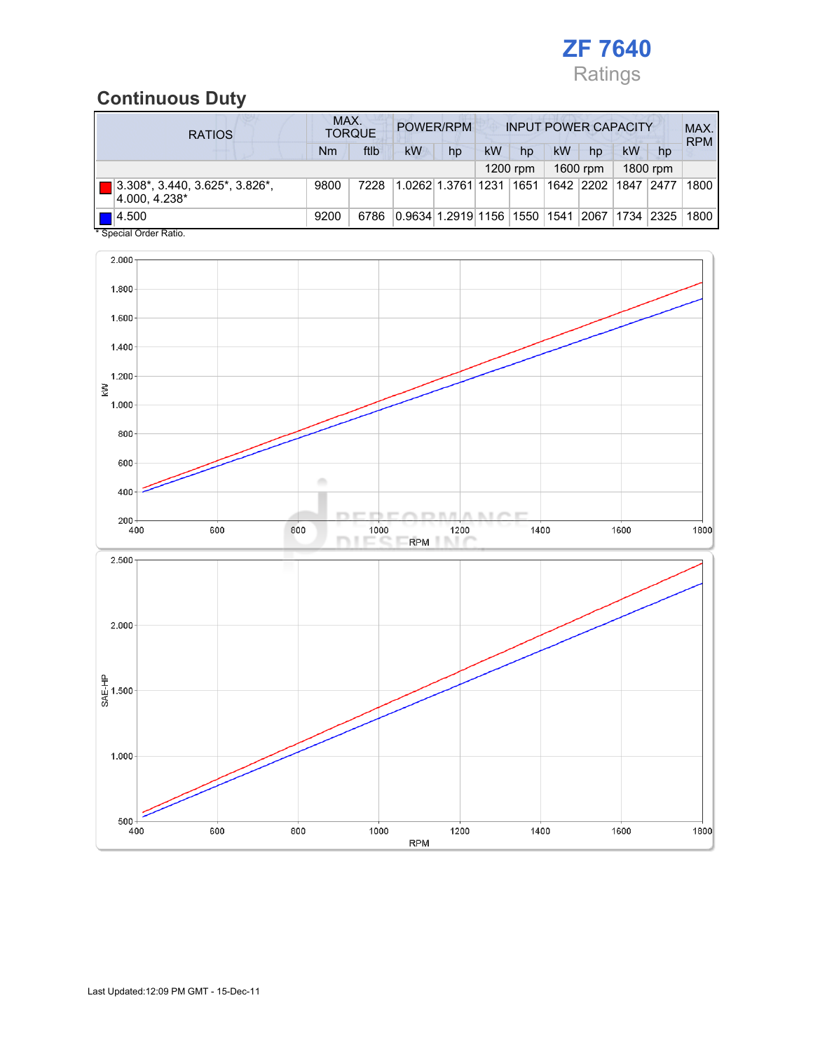# ZF 7640

Ratings

## Continuous Duty

| RATIOS | MAX. TORQUE | | POWER/RPM | | INPUT POWER CAPACITY | | | | | | MAX. RPM |
|---|---|---|---|---|---|---|---|---|---|---|---|
| | Nm | ftlb | kW | hp | kW | hp | kW | hp | kW | hp | |
| | | | | | 1200 rpm | | 1600 rpm | | 1800 rpm | | |
| 3.308*, 3.440, 3.625*, 3.826*, 4.000, 4.238* | 9800 | 7228 | 1.0262 | 1.3761 | 1231 | 1651 | 1642 | 2202 | 1847 | 2477 | 1800 |
| 4.500 | 9200 | 6786 | 0.9634 | 1.2919 | 1156 | 1550 | 1541 | 2067 | 1734 | 2325 | 1800 |

* Special Order Ratio.

Last Updated:12:09 PM GMT - 15-Dec-11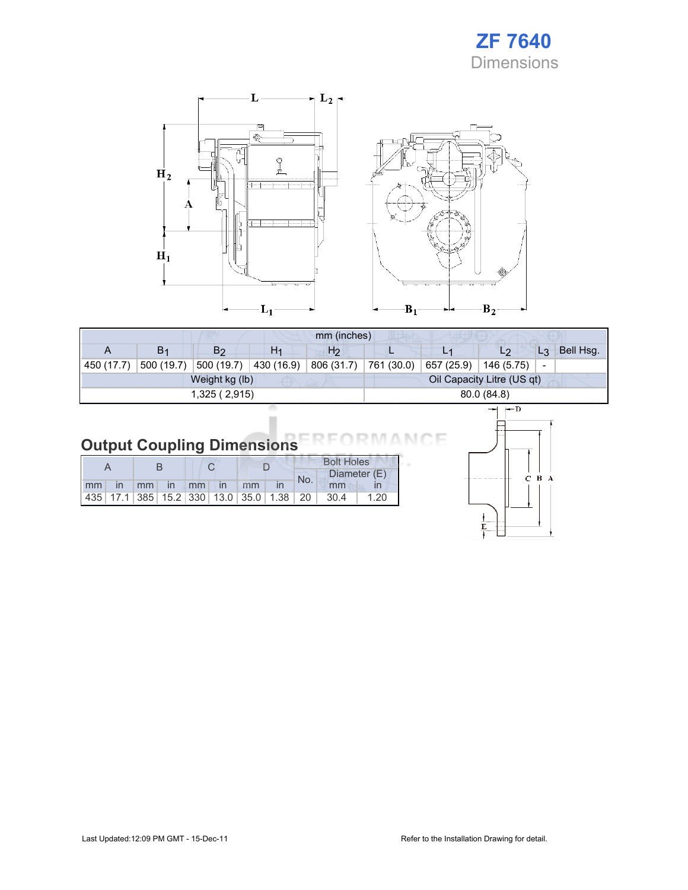# ZF 7640

## Dimensions

| mm (inches) | | | | | | | | | |
|---|---|---|---|---|---|---|---|---|---|
| A | $B_1$ | $B_2$ | $H_1$ | $H_2$ | L | $L_1$ | $L_2$ | $L_3$ | Bell Hsg. |
| 450 (17.7) | 500 (19.7) | 500 (19.7) | 430 (16.9) | 806 (31.7) | 761 (30.0) | 657 (25.9) | 146 (5.75) | - | |
| Weight kg (lb) | | | | | Oil Capacity Litre (US qt) | | | | |
| 1,325 ( 2,915) | | | | | 80.0 (84.8) | | | | |

## Output Coupling Dimensions

| A | | B | | C | | D | | Bolt Holes | | |
|---|---|---|---|---|---|---|---|---|---|---|
| | | | | | | | | No. | Diameter (E) | |
| mm | in | mm | in | mm | in | mm | in | | mm | in |
| 435 | 17.1 | 385 | 15.2 | 330 | 13.0 | 35.0 | 1.38 | 20 | 30.4 | 1.20 |

Last Updated:12:09 PM GMT - 15-Dec-11

Refer to the Installation Drawing for detail.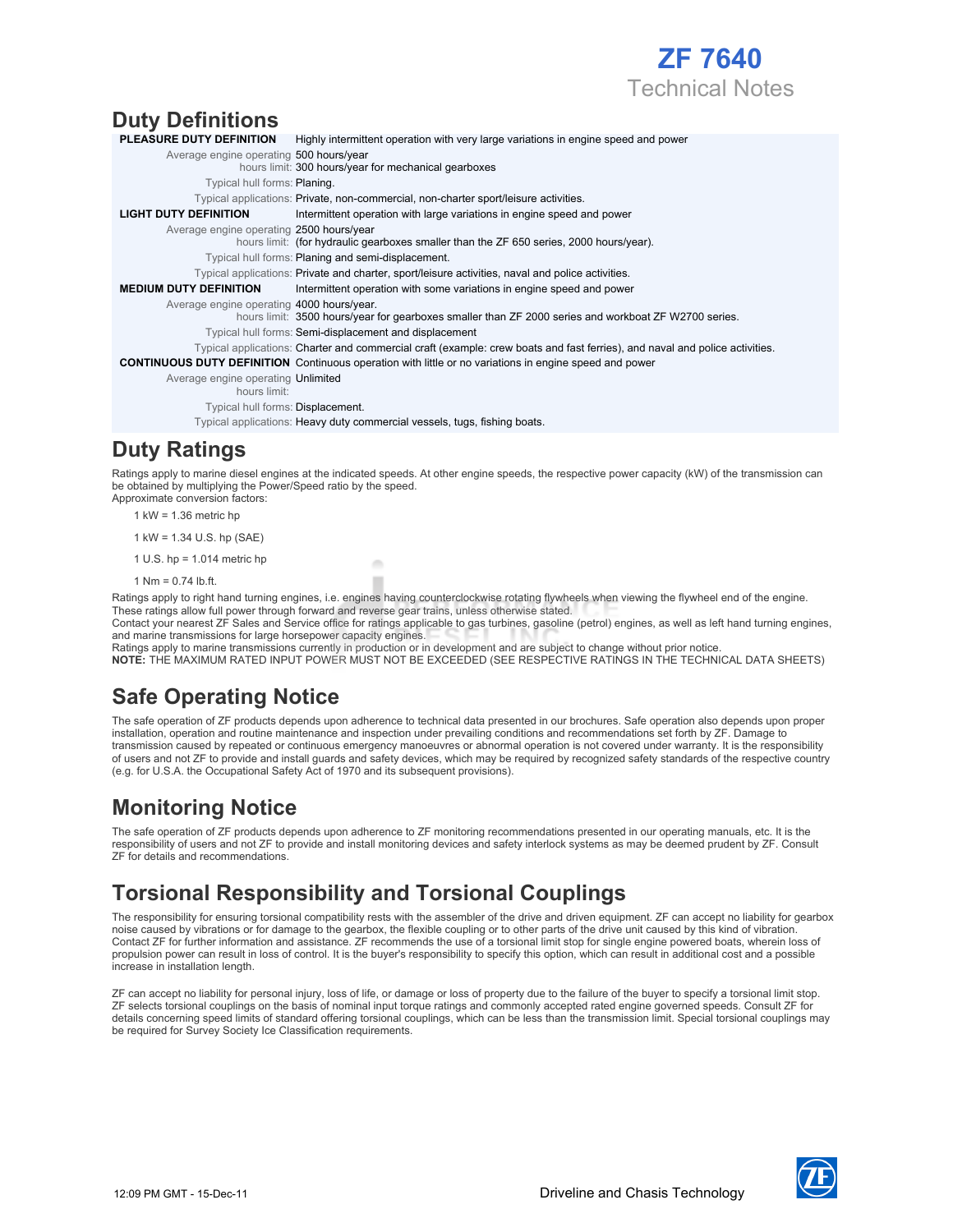# ZF 7640

Technical Notes

## Duty Definitions

| | |
|---|---|
| **PLEASURE DUTY DEFINITION** | Highly intermittent operation with very large variations in engine speed and power |
| Average engine operating hours limit: | 500 hours/year<br>300 hours/year for mechanical gearboxes |
| Typical hull forms: | Planing. |
| Typical applications: | Private, non-commercial, non-charter sport/leisure activities. |
| **LIGHT DUTY DEFINITION** | Intermittent operation with large variations in engine speed and power |
| Average engine operating hours limit: | 2500 hours/year<br>(for hydraulic gearboxes smaller than the ZF 650 series, 2000 hours/year). |
| Typical hull forms: | Planing and semi-displacement. |
| Typical applications: | Private and charter, sport/leisure activities, naval and police activities. |
| **MEDIUM DUTY DEFINITION** | Intermittent operation with some variations in engine speed and power |
| Average engine operating hours limit: | 4000 hours/year.<br>3500 hours/year for gearboxes smaller than ZF 2000 series and workboat ZF W2700 series. |
| Typical hull forms: | Semi-displacement and displacement |
| Typical applications: | Charter and commercial craft (example: crew boats and fast ferries), and naval and police activities. |
| **CONTINUOUS DUTY DEFINITION** | Continuous operation with little or no variations in engine speed and power |
| Average engine operating hours limit: | Unlimited |
| Typical hull forms: | Displacement. |
| Typical applications: | Heavy duty commercial vessels, tugs, fishing boats. |

## Duty Ratings

Ratings apply to marine diesel engines at the indicated speeds. At other engine speeds, the respective power capacity (kW) of the transmission can be obtained by multiplying the Power/Speed ratio by the speed.
Approximate conversion factors:

1 kW = 1.36 metric hp

1 kW = 1.34 U.S. hp (SAE)

1 U.S. hp = 1.014 metric hp

1 Nm = 0.74 lb.ft.

Ratings apply to right hand turning engines, i.e. engines having counterclockwise rotating flywheels when viewing the flywheel end of the engine. These ratings allow full power through forward and reverse gear trains, unless otherwise stated.
Contact your nearest ZF Sales and Service office for ratings applicable to gas turbines, gasoline (petrol) engines, as well as left hand turning engines, and marine transmissions for large horsepower capacity engines.
Ratings apply to marine transmissions currently in production or in development and are subject to change without prior notice.
**NOTE:** THE MAXIMUM RATED INPUT POWER MUST NOT BE EXCEEDED (SEE RESPECTIVE RATINGS IN THE TECHNICAL DATA SHEETS)

## Safe Operating Notice

The safe operation of ZF products depends upon adherence to technical data presented in our brochures. Safe operation also depends upon proper installation, operation and routine maintenance and inspection under prevailing conditions and recommendations set forth by ZF. Damage to transmission caused by repeated or continuous emergency manoeuvres or abnormal operation is not covered under warranty. It is the responsibility of users and not ZF to provide and install guards and safety devices, which may be required by recognized safety standards of the respective country (e.g. for U.S.A. the Occupational Safety Act of 1970 and its subsequent provisions).

## Monitoring Notice

The safe operation of ZF products depends upon adherence to ZF monitoring recommendations presented in our operating manuals, etc. It is the responsibility of users and not ZF to provide and install monitoring devices and safety interlock systems as may be deemed prudent by ZF. Consult ZF for details and recommendations.

## Torsional Responsibility and Torsional Couplings

The responsibility for ensuring torsional compatibility rests with the assembler of the drive and driven equipment. ZF can accept no liability for gearbox noise caused by vibrations or for damage to the gearbox, the flexible coupling or to other parts of the drive unit caused by this kind of vibration. Contact ZF for further information and assistance. ZF recommends the use of a torsional limit stop for single engine powered boats, wherein loss of propulsion power can result in loss of control. It is the buyer's responsibility to specify this option, which can result in additional cost and a possible increase in installation length.

ZF can accept no liability for personal injury, loss of life, or damage or loss of property due to the failure of the buyer to specify a torsional limit stop. ZF selects torsional couplings on the basis of nominal input torque ratings and commonly accepted rated engine governed speeds. Consult ZF for details concerning speed limits of standard offering torsional couplings, which can be less than the transmission limit. Special torsional couplings may be required for Survey Society Ice Classification requirements.